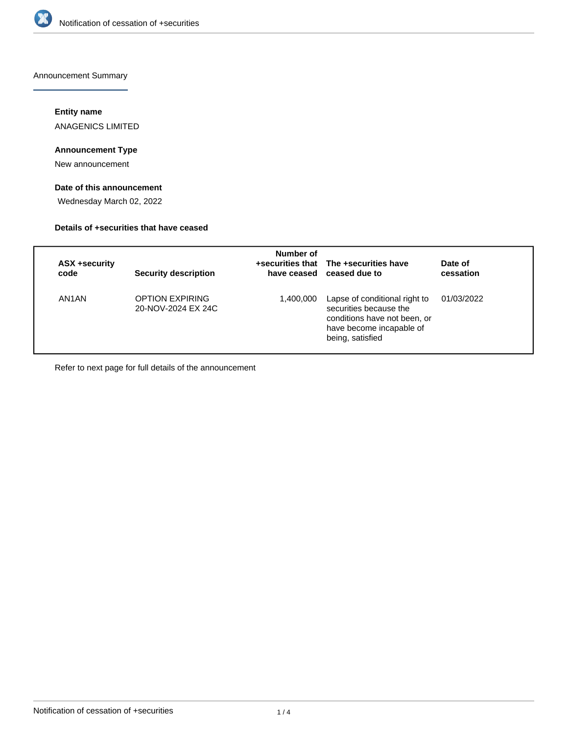Notification of cessation of +securities

## Announcement Summary

### Entity name

ANAGENICS LIMITED

### Announcement Type

New announcement

### Date of this announcement

Wednesday March 02, 2022

### Details of +securities that have ceased

| ASX +security code | Security description | Number of +securities that have ceased | The +securities have ceased due to | Date of cessation |
|---|---|---|---|---|
| AN1AN | OPTION EXPIRING 20-NOV-2024 EX 24C | 1,400,000 | Lapse of conditional right to securities because the conditions have not been, or have become incapable of being, satisfied | 01/03/2022 |

Refer to next page for full details of the announcement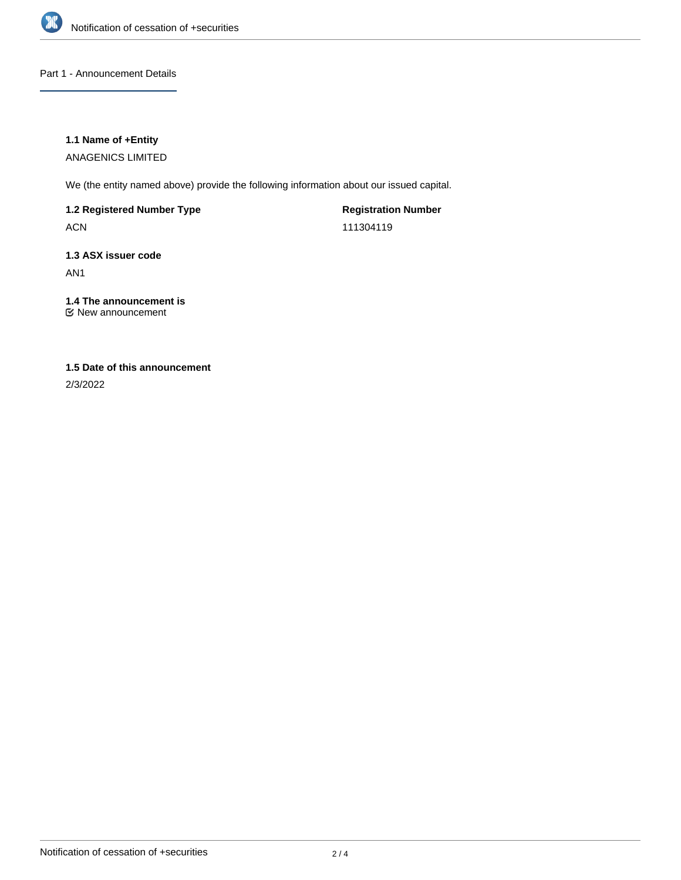## Part 1 - Announcement Details

### 1.1 Name of +Entity

ANAGENICS LIMITED

We (the entity named above) provide the following information about our issued capital.

| **1.2 Registered Number Type** | **Registration Number** |
| --- | --- |
| ACN | 111304119 |

### 1.3 ASX issuer code

AN1

### 1.4 The announcement is

☑ New announcement

### 1.5 Date of this announcement

2/3/2022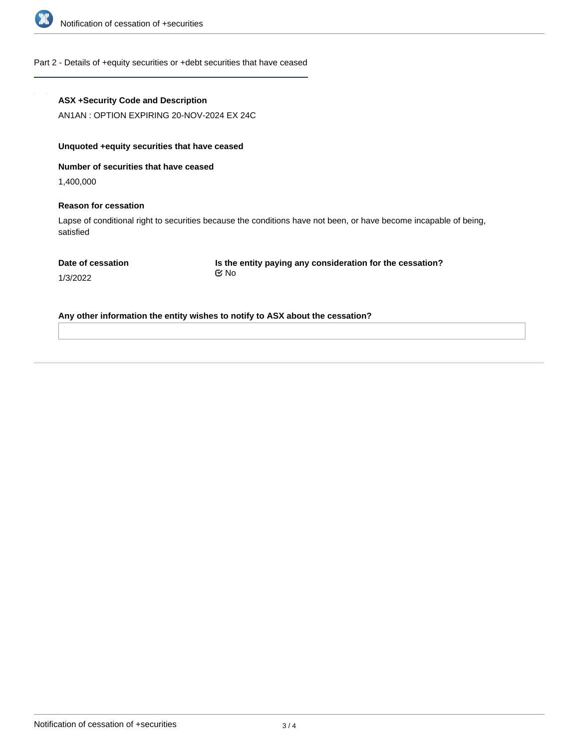## Part 2 - Details of +equity securities or +debt securities that have ceased

**ASX +Security Code and Description**

AN1AN : OPTION EXPIRING 20-NOV-2024 EX 24C

**Unquoted +equity securities that have ceased**

**Number of securities that have ceased**

1,400,000

**Reason for cessation**

Lapse of conditional right to securities because the conditions have not been, or have become incapable of being, satisfied

**Date of cessation**

1/3/2022

**Is the entity paying any consideration for the cessation?**

☑ No

**Any other information the entity wishes to notify to ASX about the cessation?**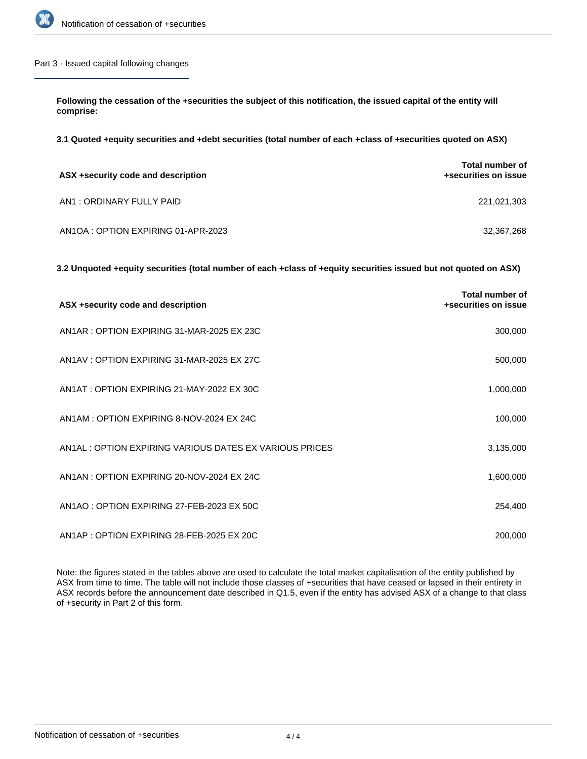## Part 3 - Issued capital following changes

**Following the cessation of the +securities the subject of this notification, the issued capital of the entity will comprise:**

**3.1 Quoted +equity securities and +debt securities (total number of each +class of +securities quoted on ASX)**

| ASX +security code and description | Total number of +securities on issue |
|---|---|
| AN1 : ORDINARY FULLY PAID | 221,021,303 |
| AN1OA : OPTION EXPIRING 01-APR-2023 | 32,367,268 |

**3.2 Unquoted +equity securities (total number of each +class of +equity securities issued but not quoted on ASX)**

| ASX +security code and description | Total number of +securities on issue |
|---|---|
| AN1AR : OPTION EXPIRING 31-MAR-2025 EX 23C | 300,000 |
| AN1AV : OPTION EXPIRING 31-MAR-2025 EX 27C | 500,000 |
| AN1AT : OPTION EXPIRING 21-MAY-2022 EX 30C | 1,000,000 |
| AN1AM : OPTION EXPIRING 8-NOV-2024 EX 24C | 100,000 |
| AN1AL : OPTION EXPIRING VARIOUS DATES EX VARIOUS PRICES | 3,135,000 |
| AN1AN : OPTION EXPIRING 20-NOV-2024 EX 24C | 1,600,000 |
| AN1AO : OPTION EXPIRING 27-FEB-2023 EX 50C | 254,400 |
| AN1AP : OPTION EXPIRING 28-FEB-2025 EX 20C | 200,000 |

Note: the figures stated in the tables above are used to calculate the total market capitalisation of the entity published by ASX from time to time. The table will not include those classes of +securities that have ceased or lapsed in their entirety in ASX records before the announcement date described in Q1.5, even if the entity has advised ASX of a change to that class of +security in Part 2 of this form.